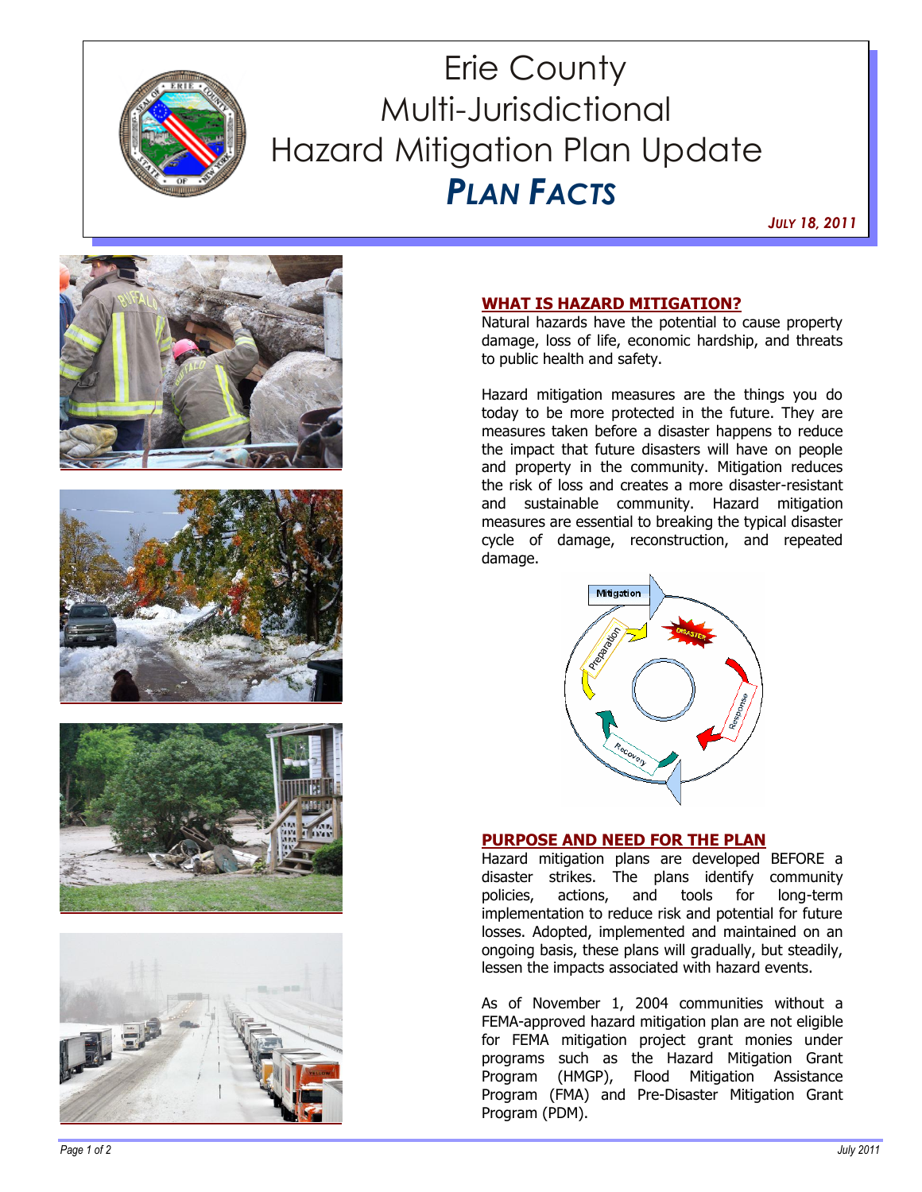# Erie County Multi-Jurisdictional Hazard Mitigation Plan Update

## *PLAN FACTS*

*JULY 18, 2011*

### WHAT IS HAZARD MITIGATION?

Natural hazards have the potential to cause property damage, loss of life, economic hardship, and threats to public health and safety.

Hazard mitigation measures are the things you do today to be more protected in the future. They are measures taken before a disaster happens to reduce the impact that future disasters will have on people and property in the community. Mitigation reduces the risk of loss and creates a more disaster-resistant and sustainable community. Hazard mitigation measures are essential to breaking the typical disaster cycle of damage, reconstruction, and repeated damage.

### PURPOSE AND NEED FOR THE PLAN

Hazard mitigation plans are developed BEFORE a disaster strikes. The plans identify community policies, actions, and tools for long-term implementation to reduce risk and potential for future losses. Adopted, implemented and maintained on an ongoing basis, these plans will gradually, but steadily, lessen the impacts associated with hazard events.

As of November 1, 2004 communities without a FEMA-approved hazard mitigation plan are not eligible for FEMA mitigation project grant monies under programs such as the Hazard Mitigation Grant Program (HMGP), Flood Mitigation Assistance Program (FMA) and Pre-Disaster Mitigation Grant Program (PDM).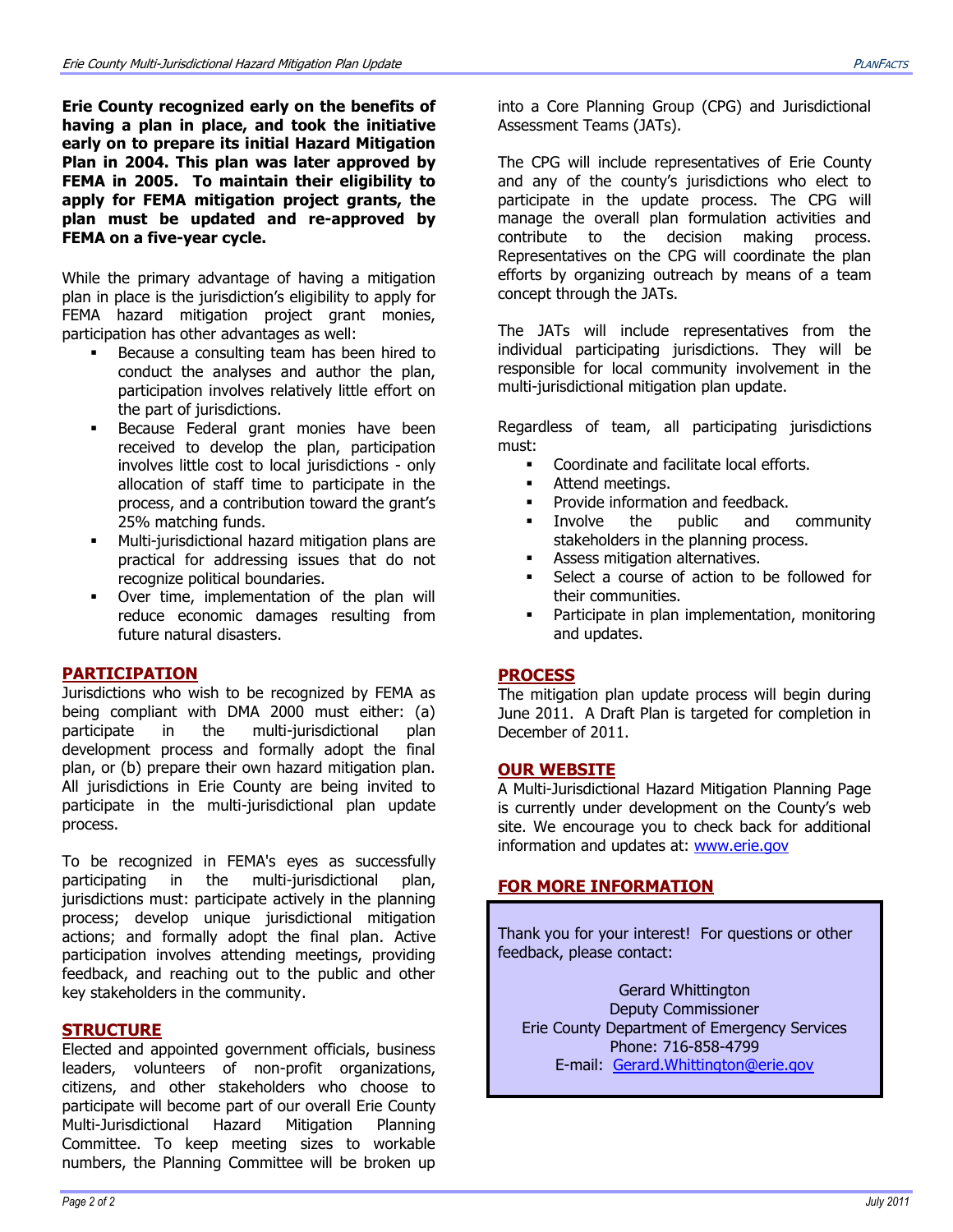**Erie County recognized early on the benefits of having a plan in place, and took the initiative early on to prepare its initial Hazard Mitigation Plan in 2004. This plan was later approved by FEMA in 2005. To maintain their eligibility to apply for FEMA mitigation project grants, the plan must be updated and re-approved by FEMA on a five-year cycle.**

While the primary advantage of having a mitigation plan in place is the jurisdiction's eligibility to apply for FEMA hazard mitigation project grant monies, participation has other advantages as well:

- Because a consulting team has been hired to conduct the analyses and author the plan, participation involves relatively little effort on the part of jurisdictions.
- Because Federal grant monies have been received to develop the plan, participation involves little cost to local jurisdictions - only allocation of staff time to participate in the process, and a contribution toward the grant's 25% matching funds.
- Multi-jurisdictional hazard mitigation plans are practical for addressing issues that do not recognize political boundaries.
- Over time, implementation of the plan will reduce economic damages resulting from future natural disasters.

## PARTICIPATION

Jurisdictions who wish to be recognized by FEMA as being compliant with DMA 2000 must either: (a) participate in the multi-jurisdictional plan development process and formally adopt the final plan, or (b) prepare their own hazard mitigation plan. All jurisdictions in Erie County are being invited to participate in the multi-jurisdictional plan update process.

To be recognized in FEMA's eyes as successfully participating in the multi-jurisdictional plan, jurisdictions must: participate actively in the planning process; develop unique jurisdictional mitigation actions; and formally adopt the final plan. Active participation involves attending meetings, providing feedback, and reaching out to the public and other key stakeholders in the community.

## STRUCTURE

Elected and appointed government officials, business leaders, volunteers of non-profit organizations, citizens, and other stakeholders who choose to participate will become part of our overall Erie County Multi-Jurisdictional Hazard Mitigation Planning Committee. To keep meeting sizes to workable numbers, the Planning Committee will be broken up into a Core Planning Group (CPG) and Jurisdictional Assessment Teams (JATs).

The CPG will include representatives of Erie County and any of the county's jurisdictions who elect to participate in the update process. The CPG will manage the overall plan formulation activities and contribute to the decision making process. Representatives on the CPG will coordinate the plan efforts by organizing outreach by means of a team concept through the JATs.

The JATs will include representatives from the individual participating jurisdictions. They will be responsible for local community involvement in the multi-jurisdictional mitigation plan update.

Regardless of team, all participating jurisdictions must:

- Coordinate and facilitate local efforts.
- Attend meetings.
- Provide information and feedback.
- Involve the public and community stakeholders in the planning process.
- Assess mitigation alternatives.
- Select a course of action to be followed for their communities.
- Participate in plan implementation, monitoring and updates.

## PROCESS

The mitigation plan update process will begin during June 2011. A Draft Plan is targeted for completion in December of 2011.

## OUR WEBSITE

A Multi-Jurisdictional Hazard Mitigation Planning Page is currently under development on the County's web site. We encourage you to check back for additional information and updates at: www.erie.gov

## FOR MORE INFORMATION

Thank you for your interest! For questions or other feedback, please contact:

Gerard Whittington
Deputy Commissioner
Erie County Department of Emergency Services
Phone: 716-858-4799
E-mail: Gerard.Whittington@erie.gov